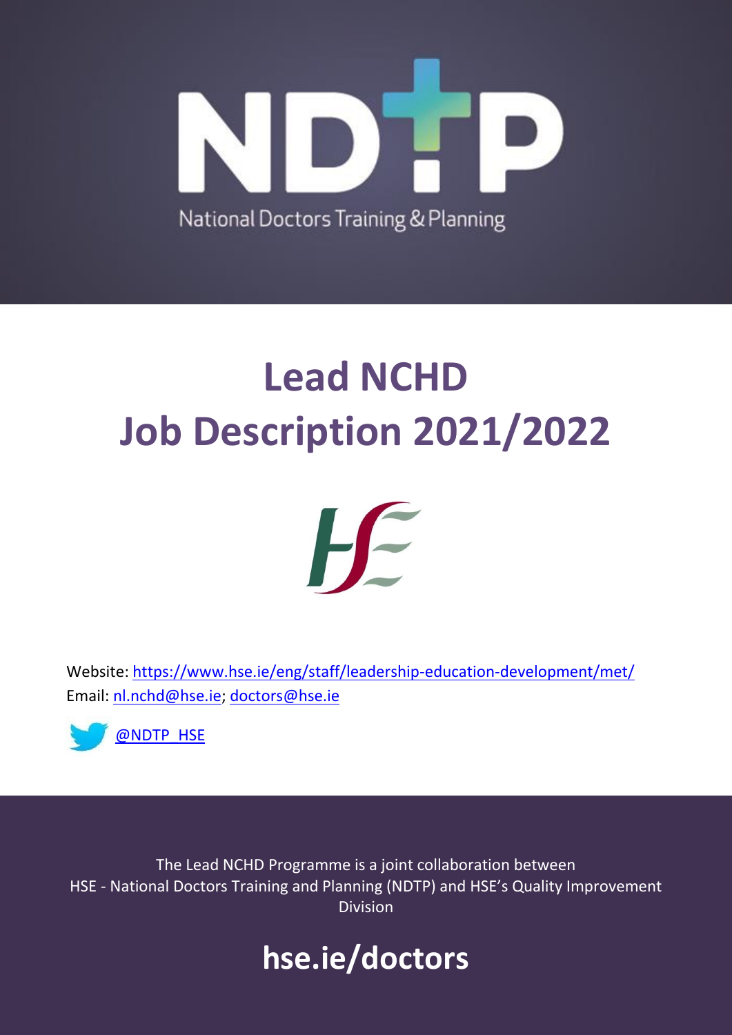NDTP

National Doctors Training & Planning

# Lead NCHD Job Description 2021/2022

Website: https://www.hse.ie/eng/staff/leadership-education-development/met/
Email: nl.nchd@hse.ie; doctors@hse.ie

@NDTP_HSE

The Lead NCHD Programme is a joint collaboration between HSE - National Doctors Training and Planning (NDTP) and HSE's Quality Improvement Division

## hse.ie/doctors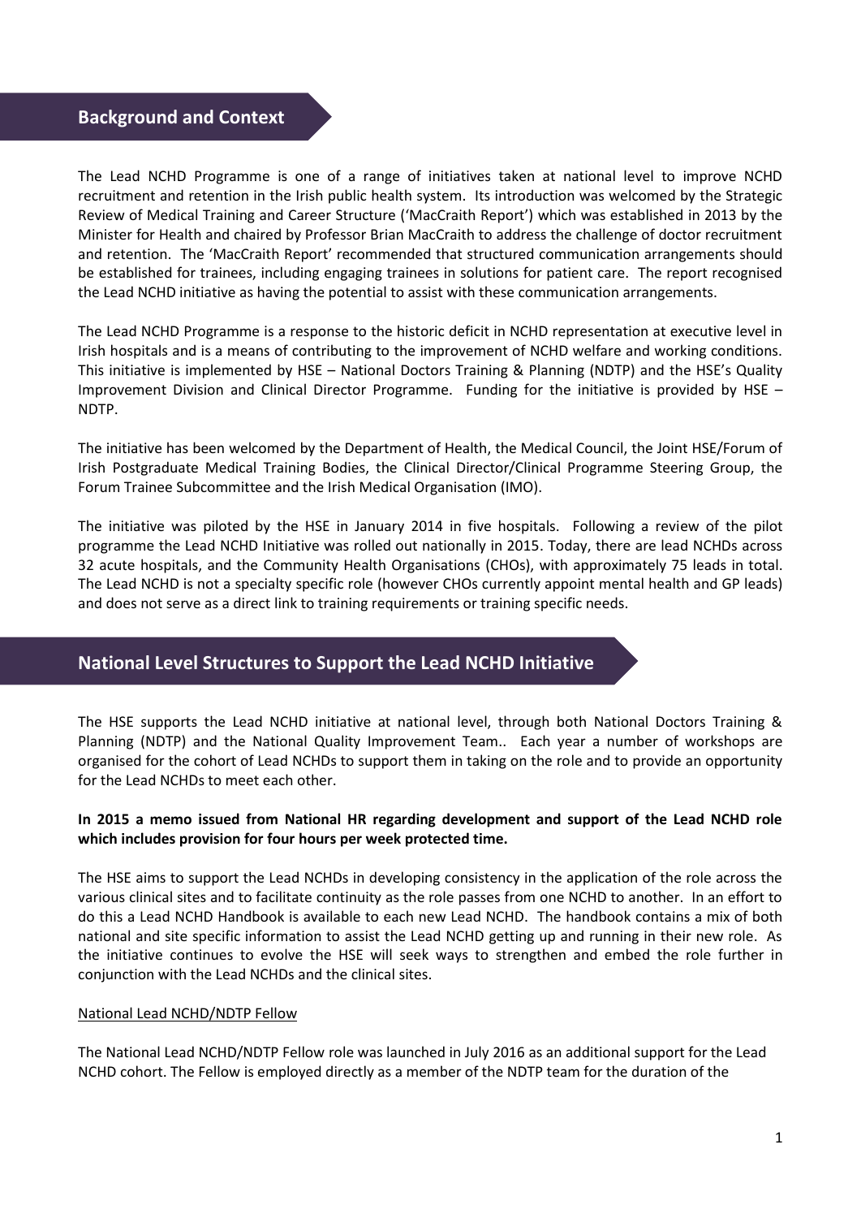## Background and Context

The Lead NCHD Programme is one of a range of initiatives taken at national level to improve NCHD recruitment and retention in the Irish public health system. Its introduction was welcomed by the Strategic Review of Medical Training and Career Structure ('MacCraith Report') which was established in 2013 by the Minister for Health and chaired by Professor Brian MacCraith to address the challenge of doctor recruitment and retention. The 'MacCraith Report' recommended that structured communication arrangements should be established for trainees, including engaging trainees in solutions for patient care. The report recognised the Lead NCHD initiative as having the potential to assist with these communication arrangements.

The Lead NCHD Programme is a response to the historic deficit in NCHD representation at executive level in Irish hospitals and is a means of contributing to the improvement of NCHD welfare and working conditions. This initiative is implemented by HSE – National Doctors Training & Planning (NDTP) and the HSE's Quality Improvement Division and Clinical Director Programme. Funding for the initiative is provided by HSE – NDTP.

The initiative has been welcomed by the Department of Health, the Medical Council, the Joint HSE/Forum of Irish Postgraduate Medical Training Bodies, the Clinical Director/Clinical Programme Steering Group, the Forum Trainee Subcommittee and the Irish Medical Organisation (IMO).

The initiative was piloted by the HSE in January 2014 in five hospitals. Following a review of the pilot programme the Lead NCHD Initiative was rolled out nationally in 2015. Today, there are lead NCHDs across 32 acute hospitals, and the Community Health Organisations (CHOs), with approximately 75 leads in total. The Lead NCHD is not a specialty specific role (however CHOs currently appoint mental health and GP leads) and does not serve as a direct link to training requirements or training specific needs.

## National Level Structures to Support the Lead NCHD Initiative

The HSE supports the Lead NCHD initiative at national level, through both National Doctors Training & Planning (NDTP) and the National Quality Improvement Team.. Each year a number of workshops are organised for the cohort of Lead NCHDs to support them in taking on the role and to provide an opportunity for the Lead NCHDs to meet each other.

**In 2015 a memo issued from National HR regarding development and support of the Lead NCHD role which includes provision for four hours per week protected time.**

The HSE aims to support the Lead NCHDs in developing consistency in the application of the role across the various clinical sites and to facilitate continuity as the role passes from one NCHD to another. In an effort to do this a Lead NCHD Handbook is available to each new Lead NCHD. The handbook contains a mix of both national and site specific information to assist the Lead NCHD getting up and running in their new role. As the initiative continues to evolve the HSE will seek ways to strengthen and embed the role further in conjunction with the Lead NCHDs and the clinical sites.

National Lead NCHD/NDTP Fellow

The National Lead NCHD/NDTP Fellow role was launched in July 2016 as an additional support for the Lead NCHD cohort. The Fellow is employed directly as a member of the NDTP team for the duration of the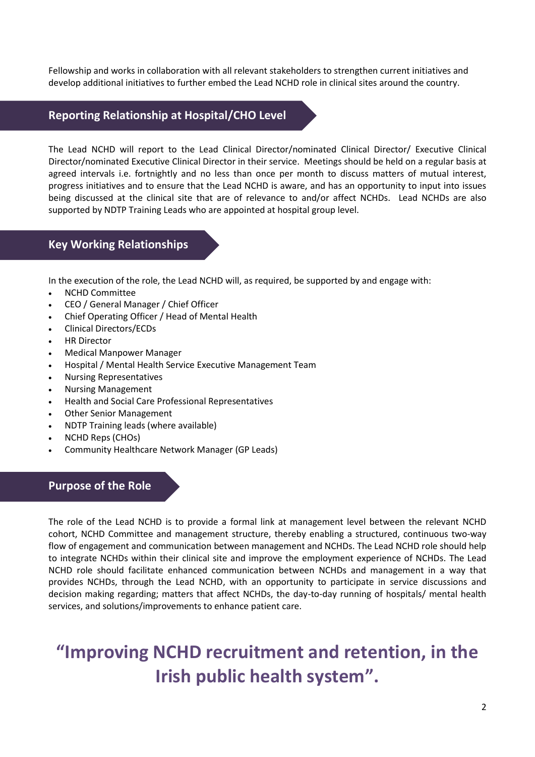Fellowship and works in collaboration with all relevant stakeholders to strengthen current initiatives and develop additional initiatives to further embed the Lead NCHD role in clinical sites around the country.

## Reporting Relationship at Hospital/CHO Level

The Lead NCHD will report to the Lead Clinical Director/nominated Clinical Director/ Executive Clinical Director/nominated Executive Clinical Director in their service. Meetings should be held on a regular basis at agreed intervals i.e. fortnightly and no less than once per month to discuss matters of mutual interest, progress initiatives and to ensure that the Lead NCHD is aware, and has an opportunity to input into issues being discussed at the clinical site that are of relevance to and/or affect NCHDs. Lead NCHDs are also supported by NDTP Training Leads who are appointed at hospital group level.

## Key Working Relationships

In the execution of the role, the Lead NCHD will, as required, be supported by and engage with:

- NCHD Committee
- CEO / General Manager / Chief Officer
- Chief Operating Officer / Head of Mental Health
- Clinical Directors/ECDs
- HR Director
- Medical Manpower Manager
- Hospital / Mental Health Service Executive Management Team
- Nursing Representatives
- Nursing Management
- Health and Social Care Professional Representatives
- Other Senior Management
- NDTP Training leads (where available)
- NCHD Reps (CHOs)
- Community Healthcare Network Manager (GP Leads)

## Purpose of the Role

The role of the Lead NCHD is to provide a formal link at management level between the relevant NCHD cohort, NCHD Committee and management structure, thereby enabling a structured, continuous two-way flow of engagement and communication between management and NCHDs. The Lead NCHD role should help to integrate NCHDs within their clinical site and improve the employment experience of NCHDs. The Lead NCHD role should facilitate enhanced communication between NCHDs and management in a way that provides NCHDs, through the Lead NCHD, with an opportunity to participate in service discussions and decision making regarding; matters that affect NCHDs, the day-to-day running of hospitals/ mental health services, and solutions/improvements to enhance patient care.

**"Improving NCHD recruitment and retention, in the Irish public health system".**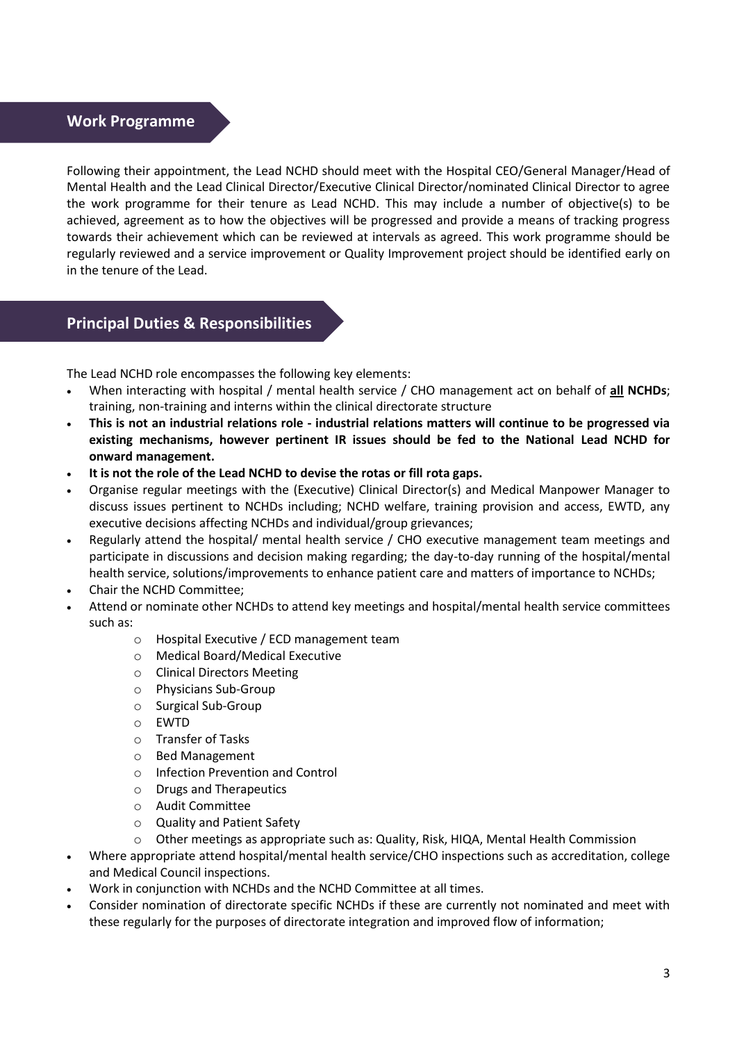## Work Programme

Following their appointment, the Lead NCHD should meet with the Hospital CEO/General Manager/Head of Mental Health and the Lead Clinical Director/Executive Clinical Director/nominated Clinical Director to agree the work programme for their tenure as Lead NCHD. This may include a number of objective(s) to be achieved, agreement as to how the objectives will be progressed and provide a means of tracking progress towards their achievement which can be reviewed at intervals as agreed. This work programme should be regularly reviewed and a service improvement or Quality Improvement project should be identified early on in the tenure of the Lead.

## Principal Duties & Responsibilities

The Lead NCHD role encompasses the following key elements:

- When interacting with hospital / mental health service / CHO management act on behalf of <u>**all**</u> **NCHDs**; training, non-training and interns within the clinical directorate structure
- **This is not an industrial relations role - industrial relations matters will continue to be progressed via existing mechanisms, however pertinent IR issues should be fed to the National Lead NCHD for onward management.**
- **It is not the role of the Lead NCHD to devise the rotas or fill rota gaps.**
- Organise regular meetings with the (Executive) Clinical Director(s) and Medical Manpower Manager to discuss issues pertinent to NCHDs including; NCHD welfare, training provision and access, EWTD, any executive decisions affecting NCHDs and individual/group grievances;
- Regularly attend the hospital/ mental health service / CHO executive management team meetings and participate in discussions and decision making regarding; the day-to-day running of the hospital/mental health service, solutions/improvements to enhance patient care and matters of importance to NCHDs;
- Chair the NCHD Committee;
- Attend or nominate other NCHDs to attend key meetings and hospital/mental health service committees such as:
  - Hospital Executive / ECD management team
  - Medical Board/Medical Executive
  - Clinical Directors Meeting
  - Physicians Sub-Group
  - Surgical Sub-Group
  - EWTD
  - Transfer of Tasks
  - Bed Management
  - Infection Prevention and Control
  - Drugs and Therapeutics
  - Audit Committee
  - Quality and Patient Safety
  - Other meetings as appropriate such as: Quality, Risk, HIQA, Mental Health Commission
- Where appropriate attend hospital/mental health service/CHO inspections such as accreditation, college and Medical Council inspections.
- Work in conjunction with NCHDs and the NCHD Committee at all times.
- Consider nomination of directorate specific NCHDs if these are currently not nominated and meet with these regularly for the purposes of directorate integration and improved flow of information;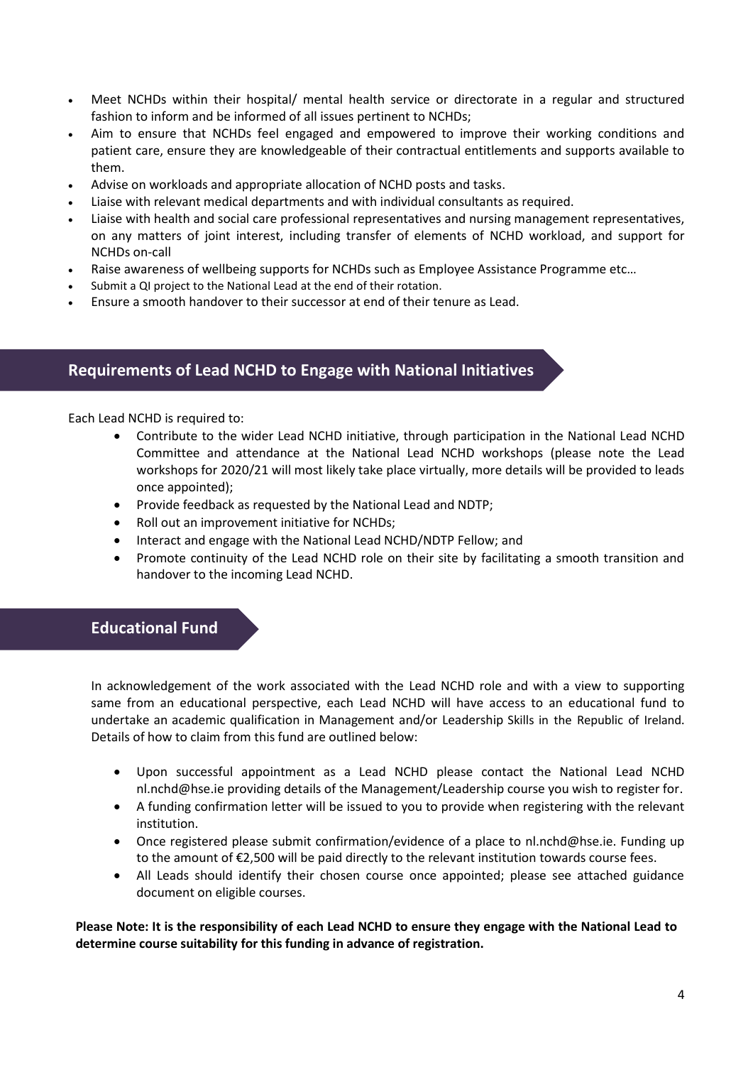- Meet NCHDs within their hospital/ mental health service or directorate in a regular and structured fashion to inform and be informed of all issues pertinent to NCHDs;
- Aim to ensure that NCHDs feel engaged and empowered to improve their working conditions and patient care, ensure they are knowledgeable of their contractual entitlements and supports available to them.
- Advise on workloads and appropriate allocation of NCHD posts and tasks.
- Liaise with relevant medical departments and with individual consultants as required.
- Liaise with health and social care professional representatives and nursing management representatives, on any matters of joint interest, including transfer of elements of NCHD workload, and support for NCHDs on-call
- Raise awareness of wellbeing supports for NCHDs such as Employee Assistance Programme etc…
- Submit a QI project to the National Lead at the end of their rotation.
- Ensure a smooth handover to their successor at end of their tenure as Lead.

## Requirements of Lead NCHD to Engage with National Initiatives

Each Lead NCHD is required to:

- Contribute to the wider Lead NCHD initiative, through participation in the National Lead NCHD Committee and attendance at the National Lead NCHD workshops (please note the Lead workshops for 2020/21 will most likely take place virtually, more details will be provided to leads once appointed);
- Provide feedback as requested by the National Lead and NDTP;
- Roll out an improvement initiative for NCHDs;
- Interact and engage with the National Lead NCHD/NDTP Fellow; and
- Promote continuity of the Lead NCHD role on their site by facilitating a smooth transition and handover to the incoming Lead NCHD.

## Educational Fund

In acknowledgement of the work associated with the Lead NCHD role and with a view to supporting same from an educational perspective, each Lead NCHD will have access to an educational fund to undertake an academic qualification in Management and/or Leadership Skills in the Republic of Ireland. Details of how to claim from this fund are outlined below:

- Upon successful appointment as a Lead NCHD please contact the National Lead NCHD nl.nchd@hse.ie providing details of the Management/Leadership course you wish to register for.
- A funding confirmation letter will be issued to you to provide when registering with the relevant institution.
- Once registered please submit confirmation/evidence of a place to nl.nchd@hse.ie. Funding up to the amount of €2,500 will be paid directly to the relevant institution towards course fees.
- All Leads should identify their chosen course once appointed; please see attached guidance document on eligible courses.

**Please Note: It is the responsibility of each Lead NCHD to ensure they engage with the National Lead to determine course suitability for this funding in advance of registration.**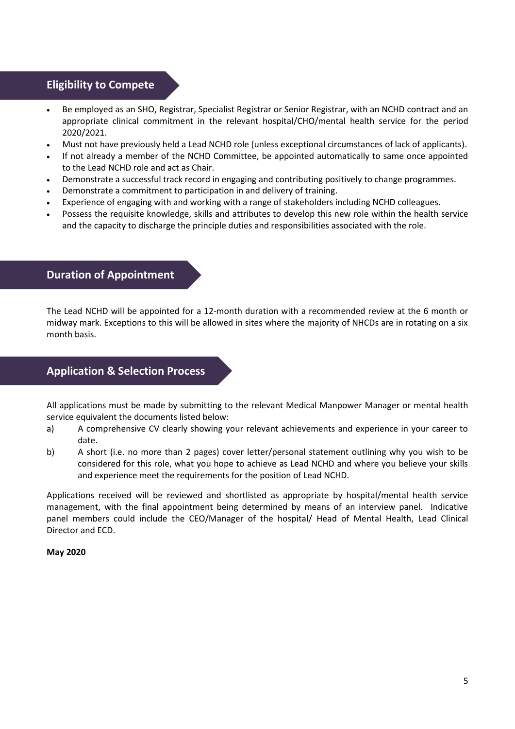## Eligibility to Compete

- Be employed as an SHO, Registrar, Specialist Registrar or Senior Registrar, with an NCHD contract and an appropriate clinical commitment in the relevant hospital/CHO/mental health service for the period 2020/2021.
- Must not have previously held a Lead NCHD role (unless exceptional circumstances of lack of applicants).
- If not already a member of the NCHD Committee, be appointed automatically to same once appointed to the Lead NCHD role and act as Chair.
- Demonstrate a successful track record in engaging and contributing positively to change programmes.
- Demonstrate a commitment to participation in and delivery of training.
- Experience of engaging with and working with a range of stakeholders including NCHD colleagues.
- Possess the requisite knowledge, skills and attributes to develop this new role within the health service and the capacity to discharge the principle duties and responsibilities associated with the role.

## Duration of Appointment

The Lead NCHD will be appointed for a 12-month duration with a recommended review at the 6 month or midway mark. Exceptions to this will be allowed in sites where the majority of NHCDs are in rotating on a six month basis.

## Application & Selection Process

All applications must be made by submitting to the relevant Medical Manpower Manager or mental health service equivalent the documents listed below:

a) A comprehensive CV clearly showing your relevant achievements and experience in your career to date.

b) A short (i.e. no more than 2 pages) cover letter/personal statement outlining why you wish to be considered for this role, what you hope to achieve as Lead NCHD and where you believe your skills and experience meet the requirements for the position of Lead NCHD.

Applications received will be reviewed and shortlisted as appropriate by hospital/mental health service management, with the final appointment being determined by means of an interview panel. Indicative panel members could include the CEO/Manager of the hospital/ Head of Mental Health, Lead Clinical Director and ECD.

**May 2020**